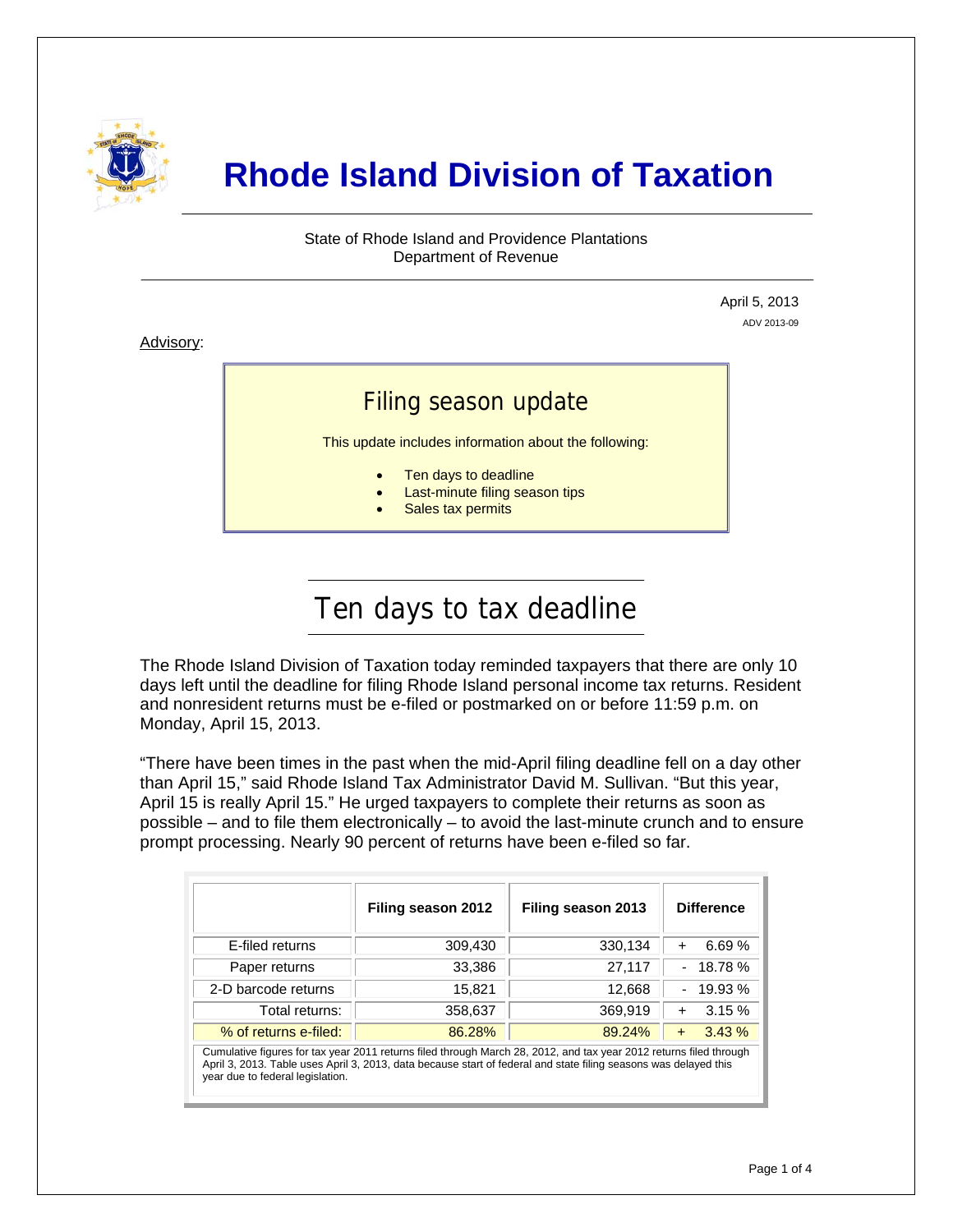# Rhode Island Division of Taxation

State of Rhode Island and Providence Plantations
Department of Revenue

April 5, 2013
ADV 2013-09

Advisory:

## Filing season update

This update includes information about the following:

- Ten days to deadline
- Last-minute filing season tips
- Sales tax permits

## Ten days to tax deadline

The Rhode Island Division of Taxation today reminded taxpayers that there are only 10 days left until the deadline for filing Rhode Island personal income tax returns. Resident and nonresident returns must be e-filed or postmarked on or before 11:59 p.m. on Monday, April 15, 2013.

"There have been times in the past when the mid-April filing deadline fell on a day other than April 15," said Rhode Island Tax Administrator David M. Sullivan. "But this year, April 15 is really April 15." He urged taxpayers to complete their returns as soon as possible – and to file them electronically – to avoid the last-minute crunch and to ensure prompt processing. Nearly 90 percent of returns have been e-filed so far.

| | Filing season 2012 | Filing season 2013 | Difference |
|---|---|---|---|
| E-filed returns | 309,430 | 330,134 | + 6.69 % |
| Paper returns | 33,386 | 27,117 | - 18.78 % |
| 2-D barcode returns | 15,821 | 12,668 | - 19.93 % |
| Total returns: | 358,637 | 369,919 | + 3.15 % |
| % of returns e-filed: | 86.28% | 89.24% | + 3.43 % |

Cumulative figures for tax year 2011 returns filed through March 28, 2012, and tax year 2012 returns filed through April 3, 2013. Table uses April 3, 2013, data because start of federal and state filing seasons was delayed this year due to federal legislation.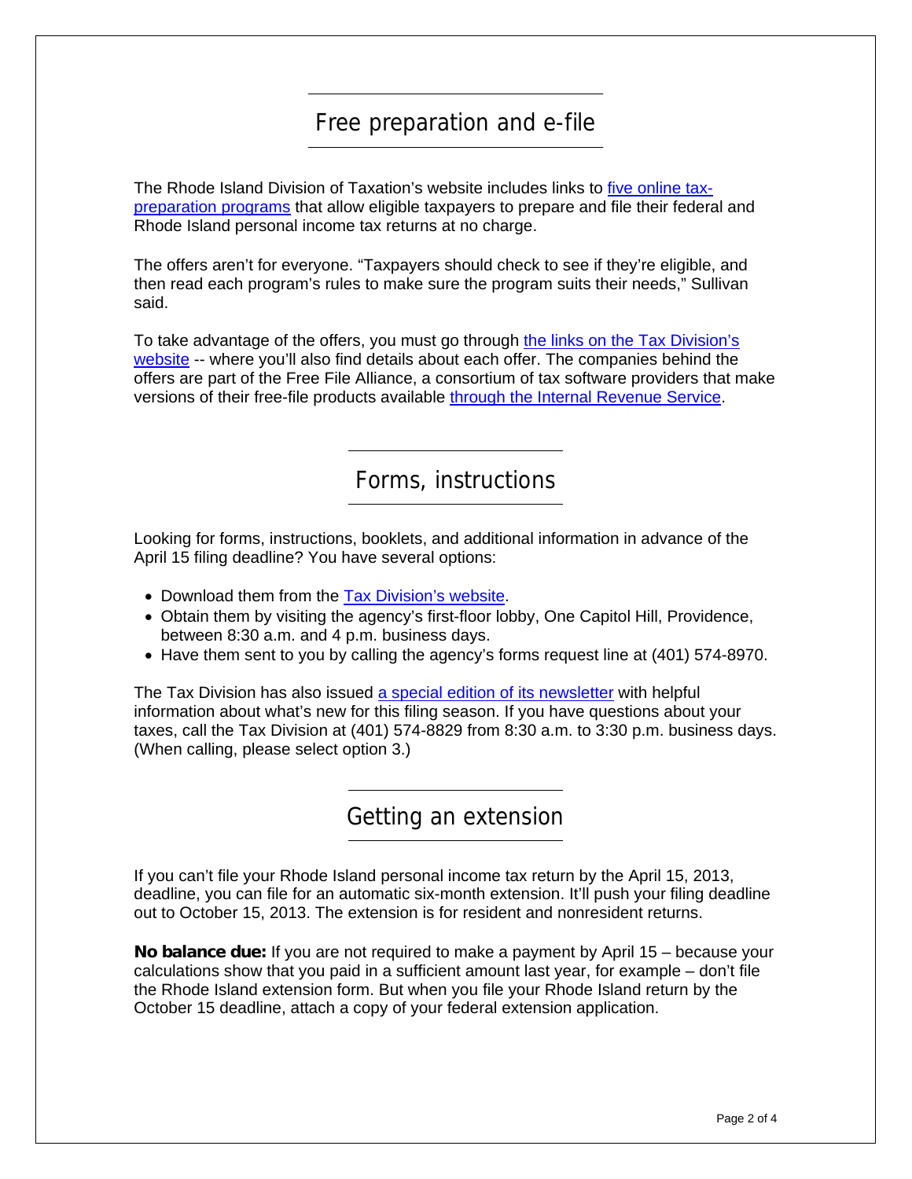## Free preparation and e-file

The Rhode Island Division of Taxation's website includes links to five online tax-preparation programs that allow eligible taxpayers to prepare and file their federal and Rhode Island personal income tax returns at no charge.

The offers aren't for everyone. "Taxpayers should check to see if they're eligible, and then read each program's rules to make sure the program suits their needs," Sullivan said.

To take advantage of the offers, you must go through the links on the Tax Division's website -- where you'll also find details about each offer. The companies behind the offers are part of the Free File Alliance, a consortium of tax software providers that make versions of their free-file products available through the Internal Revenue Service.

## Forms, instructions

Looking for forms, instructions, booklets, and additional information in advance of the April 15 filing deadline? You have several options:

- Download them from the Tax Division's website.
- Obtain them by visiting the agency's first-floor lobby, One Capitol Hill, Providence, between 8:30 a.m. and 4 p.m. business days.
- Have them sent to you by calling the agency's forms request line at (401) 574-8970.

The Tax Division has also issued a special edition of its newsletter with helpful information about what's new for this filing season. If you have questions about your taxes, call the Tax Division at (401) 574-8829 from 8:30 a.m. to 3:30 p.m. business days. (When calling, please select option 3.)

## Getting an extension

If you can't file your Rhode Island personal income tax return by the April 15, 2013, deadline, you can file for an automatic six-month extension. It'll push your filing deadline out to October 15, 2013. The extension is for resident and nonresident returns.

**No balance due:** If you are not required to make a payment by April 15 – because your calculations show that you paid in a sufficient amount last year, for example – don't file the Rhode Island extension form. But when you file your Rhode Island return by the October 15 deadline, attach a copy of your federal extension application.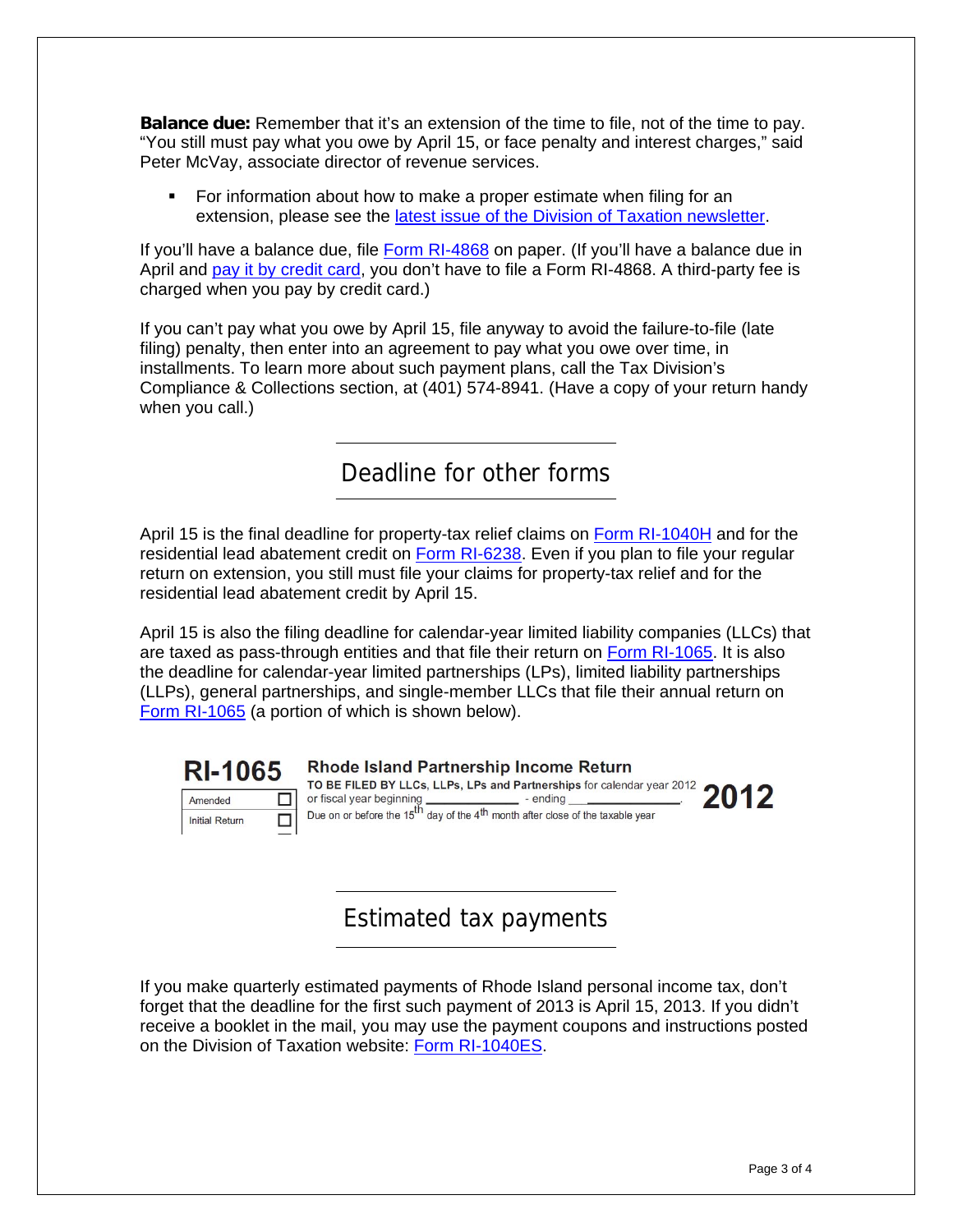**Balance due:** Remember that it's an extension of the time to file, not of the time to pay. "You still must pay what you owe by April 15, or face penalty and interest charges," said Peter McVay, associate director of revenue services.

- For information about how to make a proper estimate when filing for an extension, please see the latest issue of the Division of Taxation newsletter.

If you'll have a balance due, file Form RI-4868 on paper. (If you'll have a balance due in April and pay it by credit card, you don't have to file a Form RI-4868. A third-party fee is charged when you pay by credit card.)

If you can't pay what you owe by April 15, file anyway to avoid the failure-to-file (late filing) penalty, then enter into an agreement to pay what you owe over time, in installments. To learn more about such payment plans, call the Tax Division's Compliance & Collections section, at (401) 574-8941. (Have a copy of your return handy when you call.)

## Deadline for other forms

April 15 is the final deadline for property-tax relief claims on Form RI-1040H and for the residential lead abatement credit on Form RI-6238. Even if you plan to file your regular return on extension, you still must file your claims for property-tax relief and for the residential lead abatement credit by April 15.

April 15 is also the filing deadline for calendar-year limited liability companies (LLCs) that are taxed as pass-through entities and that file their return on Form RI-1065. It is also the deadline for calendar-year limited partnerships (LPs), limited liability partnerships (LLPs), general partnerships, and single-member LLCs that file their annual return on Form RI-1065 (a portion of which is shown below).

**RI-1065** **Rhode Island Partnership Income Return** **2012**

Amended ☐
Initial Return ☐

TO BE FILED BY LLCs, LLPs, LPs and Partnerships for calendar year 2012 or fiscal year beginning ____________ - ending ____________.
Due on or before the 15th day of the 4th month after close of the taxable year

## Estimated tax payments

If you make quarterly estimated payments of Rhode Island personal income tax, don't forget that the deadline for the first such payment of 2013 is April 15, 2013. If you didn't receive a booklet in the mail, you may use the payment coupons and instructions posted on the Division of Taxation website: Form RI-1040ES.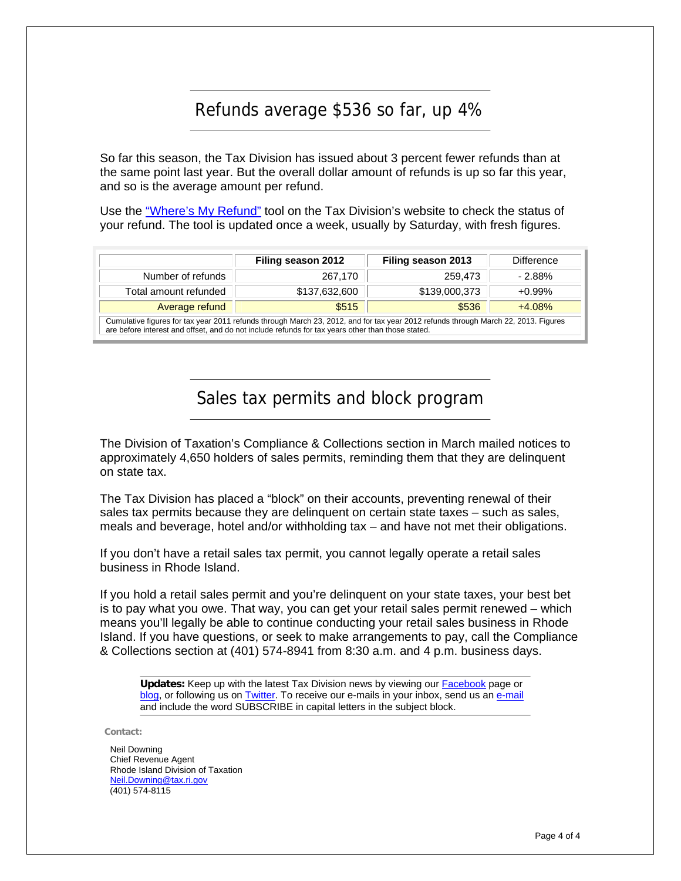## Refunds average $536 so far, up 4%

So far this season, the Tax Division has issued about 3 percent fewer refunds than at the same point last year. But the overall dollar amount of refunds is up so far this year, and so is the average amount per refund.

Use the "Where's My Refund" tool on the Tax Division's website to check the status of your refund. The tool is updated once a week, usually by Saturday, with fresh figures.

| | Filing season 2012 | Filing season 2013 | Difference |
|---|---|---|---|
| Number of refunds | 267,170 | 259,473 | - 2.88% |
| Total amount refunded | $137,632,600 | $139,000,373 | +0.99% |
| Average refund | $515 | $536 | +4.08% |

Cumulative figures for tax year 2011 refunds through March 23, 2012, and for tax year 2012 refunds through March 22, 2013. Figures are before interest and offset, and do not include refunds for tax years other than those stated.

## Sales tax permits and block program

The Division of Taxation's Compliance & Collections section in March mailed notices to approximately 4,650 holders of sales permits, reminding them that they are delinquent on state tax.

The Tax Division has placed a "block" on their accounts, preventing renewal of their sales tax permits because they are delinquent on certain state taxes – such as sales, meals and beverage, hotel and/or withholding tax – and have not met their obligations.

If you don't have a retail sales tax permit, you cannot legally operate a retail sales business in Rhode Island.

If you hold a retail sales permit and you're delinquent on your state taxes, your best bet is to pay what you owe. That way, you can get your retail sales permit renewed – which means you'll legally be able to continue conducting your retail sales business in Rhode Island. If you have questions, or seek to make arrangements to pay, call the Compliance & Collections section at (401) 574-8941 from 8:30 a.m. and 4 p.m. business days.

**Updates:** Keep up with the latest Tax Division news by viewing our Facebook page or blog, or following us on Twitter. To receive our e-mails in your inbox, send us an e-mail and include the word SUBSCRIBE in capital letters in the subject block.

**Contact:**

Neil Downing
Chief Revenue Agent
Rhode Island Division of Taxation
Neil.Downing@tax.ri.gov
(401) 574-8115